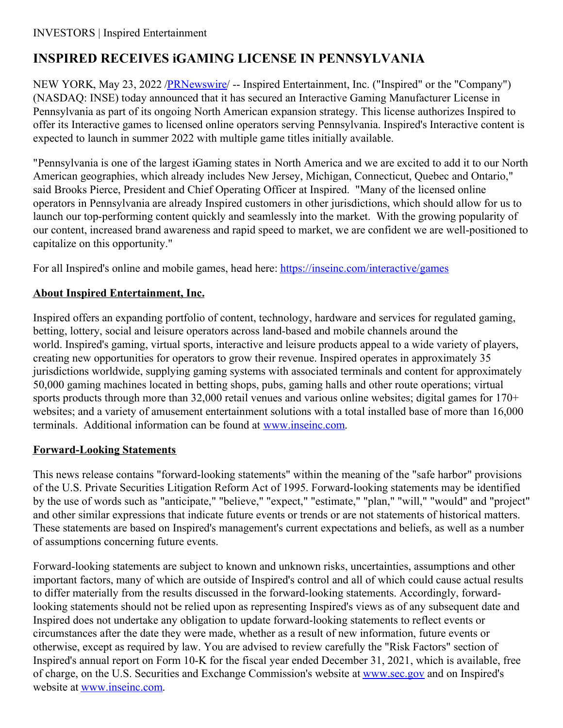INVESTORS | Inspired Entertainment

# INSPIRED RECEIVES iGAMING LICENSE IN PENNSYLVANIA

NEW YORK, May 23, 2022 /[PRNewswire](PRNewswire)/ -- Inspired Entertainment, Inc. ("Inspired" or the "Company") (NASDAQ: INSE) today announced that it has secured an Interactive Gaming Manufacturer License in Pennsylvania as part of its ongoing North American expansion strategy. This license authorizes Inspired to offer its Interactive games to licensed online operators serving Pennsylvania. Inspired's Interactive content is expected to launch in summer 2022 with multiple game titles initially available.

"Pennsylvania is one of the largest iGaming states in North America and we are excited to add it to our North American geographies, which already includes New Jersey, Michigan, Connecticut, Quebec and Ontario," said Brooks Pierce, President and Chief Operating Officer at Inspired. "Many of the licensed online operators in Pennsylvania are already Inspired customers in other jurisdictions, which should allow for us to launch our top-performing content quickly and seamlessly into the market. With the growing popularity of our content, increased brand awareness and rapid speed to market, we are confident we are well-positioned to capitalize on this opportunity."

For all Inspired's online and mobile games, head here: [https://inseinc.com/interactive/games](https://inseinc.com/interactive/games)

## About Inspired Entertainment, Inc.

Inspired offers an expanding portfolio of content, technology, hardware and services for regulated gaming, betting, lottery, social and leisure operators across land-based and mobile channels around the world. Inspired's gaming, virtual sports, interactive and leisure products appeal to a wide variety of players, creating new opportunities for operators to grow their revenue. Inspired operates in approximately 35 jurisdictions worldwide, supplying gaming systems with associated terminals and content for approximately 50,000 gaming machines located in betting shops, pubs, gaming halls and other route operations; virtual sports products through more than 32,000 retail venues and various online websites; digital games for 170+ websites; and a variety of amusement entertainment solutions with a total installed base of more than 16,000 terminals. Additional information can be found at [www.inseinc.com](www.inseinc.com).

## Forward-Looking Statements

This news release contains "forward-looking statements" within the meaning of the "safe harbor" provisions of the U.S. Private Securities Litigation Reform Act of 1995. Forward-looking statements may be identified by the use of words such as "anticipate," "believe," "expect," "estimate," "plan," "will," "would" and "project" and other similar expressions that indicate future events or trends or are not statements of historical matters. These statements are based on Inspired's management's current expectations and beliefs, as well as a number of assumptions concerning future events.

Forward-looking statements are subject to known and unknown risks, uncertainties, assumptions and other important factors, many of which are outside of Inspired's control and all of which could cause actual results to differ materially from the results discussed in the forward-looking statements. Accordingly, forward-looking statements should not be relied upon as representing Inspired's views as of any subsequent date and Inspired does not undertake any obligation to update forward-looking statements to reflect events or circumstances after the date they were made, whether as a result of new information, future events or otherwise, except as required by law. You are advised to review carefully the "Risk Factors" section of Inspired's annual report on Form 10-K for the fiscal year ended December 31, 2021, which is available, free of charge, on the U.S. Securities and Exchange Commission's website at [www.sec.gov](www.sec.gov) and on Inspired's website at [www.inseinc.com](www.inseinc.com).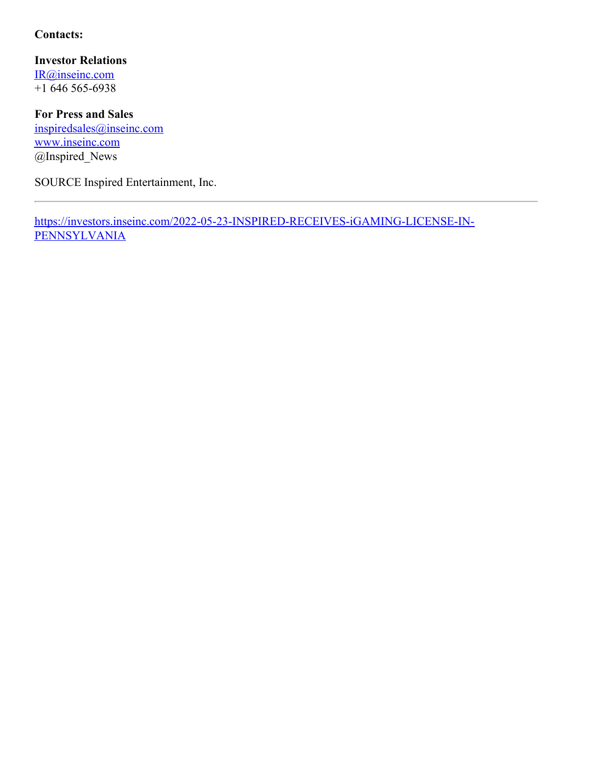**Contacts:**

**Investor Relations**
IR@inseinc.com
+1 646 565-6938

**For Press and Sales**
inspiredsales@inseinc.com
www.inseinc.com
@Inspired_News

SOURCE Inspired Entertainment, Inc.

---

https://investors.inseinc.com/2022-05-23-INSPIRED-RECEIVES-iGAMING-LICENSE-IN-PENNSYLVANIA